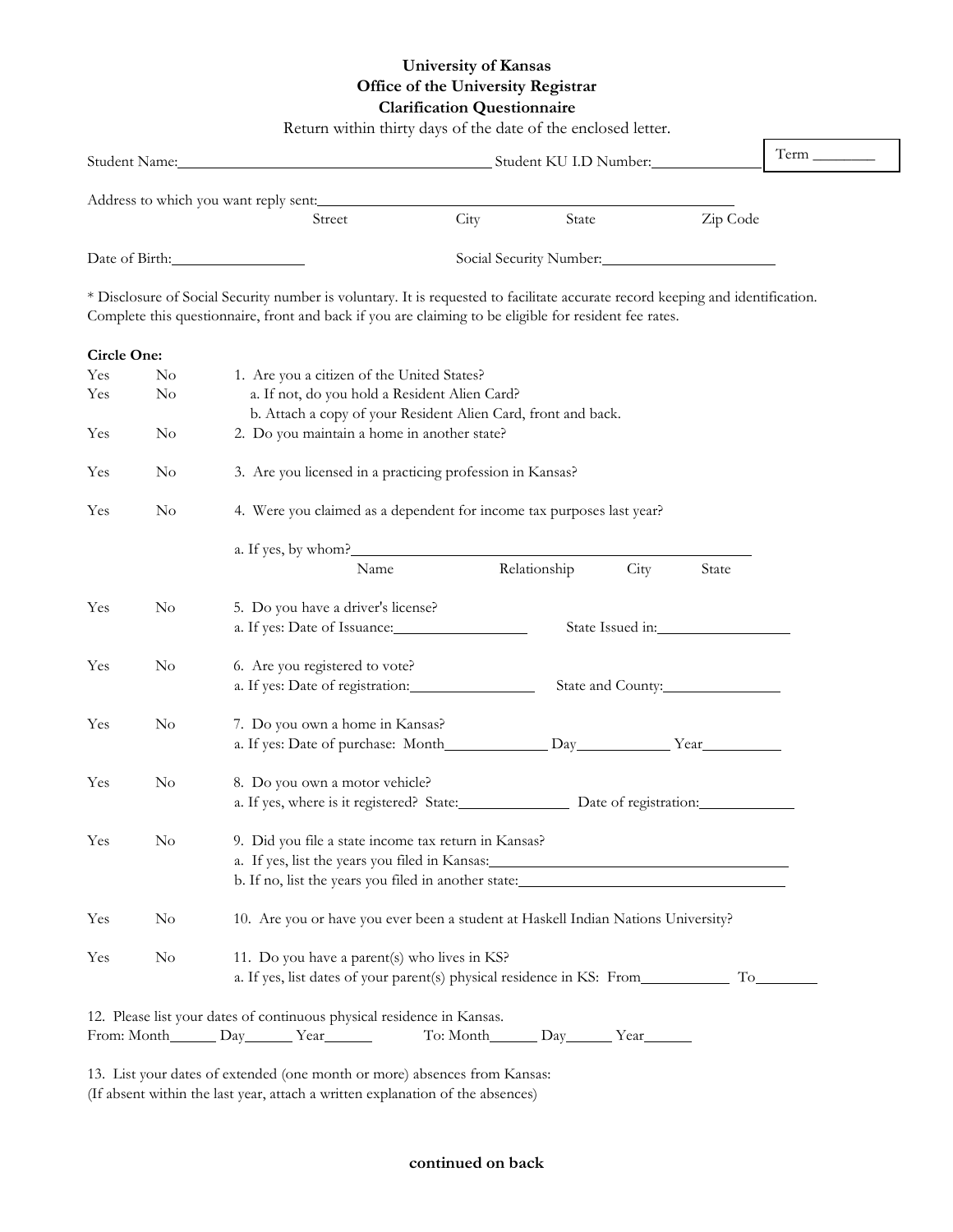**University of Kansas**
**Office of the University Registrar**
**Clarification Questionnaire**

Return within thirty days of the date of the enclosed letter.

Term ________

Student Name:________________________________________ Student KU I.D Number:______________

Address to which you want reply sent:__________________________________________________
Street City State Zip Code

Date of Birth:_________________ Social Security Number:______________________

* Disclosure of Social Security number is voluntary. It is requested to facilitate accurate record keeping and identification. Complete this questionnaire, front and back if you are claiming to be eligible for resident fee rates.

**Circle One:**

Yes No 1. Are you a citizen of the United States?
Yes No a. If not, do you hold a Resident Alien Card?
b. Attach a copy of your Resident Alien Card, front and back.

Yes No 2. Do you maintain a home in another state?

Yes No 3. Are you licensed in a practicing profession in Kansas?

Yes No 4. Were you claimed as a dependent for income tax purposes last year?

a. If yes, by whom?__________________________________________________
Name Relationship City State

Yes No 5. Do you have a driver's license?
a. If yes: Date of Issuance:__________________ State Issued in:__________________

Yes No 6. Are you registered to vote?
a. If yes: Date of registration:________________ State and County:________________

Yes No 7. Do you own a home in Kansas?
a. If yes: Date of purchase: Month_____________ Day____________ Year__________

Yes No 8. Do you own a motor vehicle?
a. If yes, where is it registered? State:_______________ Date of registration:____________

Yes No 9. Did you file a state income tax return in Kansas?
a. If yes, list the years you filed in Kansas:________________________________________
b. If no, list the years you filed in another state:____________________________________

Yes No 10. Are you or have you ever been a student at Haskell Indian Nations University?

Yes No 11. Do you have a parent(s) who lives in KS?
a. If yes, list dates of your parent(s) physical residence in KS: From___________ To________

12. Please list your dates of continuous physical residence in Kansas.
From: Month______ Day______ Year______ To: Month______ Day______ Year______

13. List your dates of extended (one month or more) absences from Kansas:
(If absent within the last year, attach a written explanation of the absences)

**continued on back**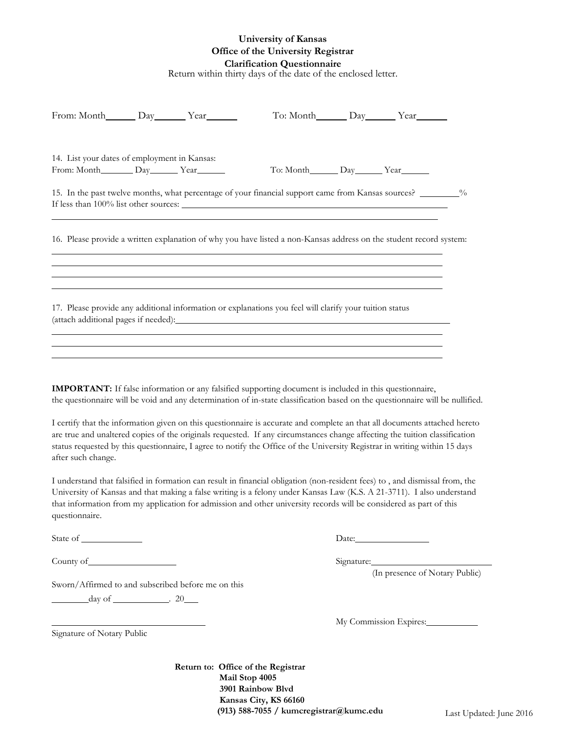**University of Kansas**
**Office of the University Registrar**
**Clarification Questionnaire**
Return within thirty days of the date of the enclosed letter.

From: Month______ Day______ Year______ To: Month______ Day______ Year______

14. List your dates of employment in Kansas:
From: Month______ Day______ Year______ To: Month______ Day______ Year______

15. In the past twelve months, what percentage of your financial support came from Kansas sources? ________%
If less than 100% list other sources: ______________________________________________

16. Please provide a written explanation of why you have listed a non-Kansas address on the student record system:
______________________________________________
______________________________________________
______________________________________________
______________________________________________

17. Please provide any additional information or explanations you feel will clarify your tuition status
(attach additional pages if needed):______________________________________________
______________________________________________
______________________________________________
______________________________________________

**IMPORTANT:** If false information or any falsified supporting document is included in this questionnaire, the questionnaire will be void and any determination of in-state classification based on the questionnaire will be nullified.

I certify that the information given on this questionnaire is accurate and complete an that all documents attached hereto are true and unaltered copies of the originals requested. If any circumstances change affecting the tuition classification status requested by this questionnaire, I agree to notify the Office of the University Registrar in writing within 15 days after such change.

I understand that falsified in formation can result in financial obligation (non-resident fees) to , and dismissal from, the University of Kansas and that making a false writing is a felony under Kansas Law (K.S. A 21-3711). I also understand that information from my application for admission and other university records will be considered as part of this questionnaire.

State of ____________ Date:______________

County of________________ Signature:________________________
(In presence of Notary Public)

Sworn/Affirmed to and subscribed before me on this
________day of ____________. 20___

______________________________ My Commission Expires:__________
Signature of Notary Public

**Return to: Office of the Registrar**
**Mail Stop 4005**
**3901 Rainbow Blvd**
**Kansas City, KS 66160**
**(913) 588-7055 / kumcregistrar@kumc.edu**

Last Updated: June 2016